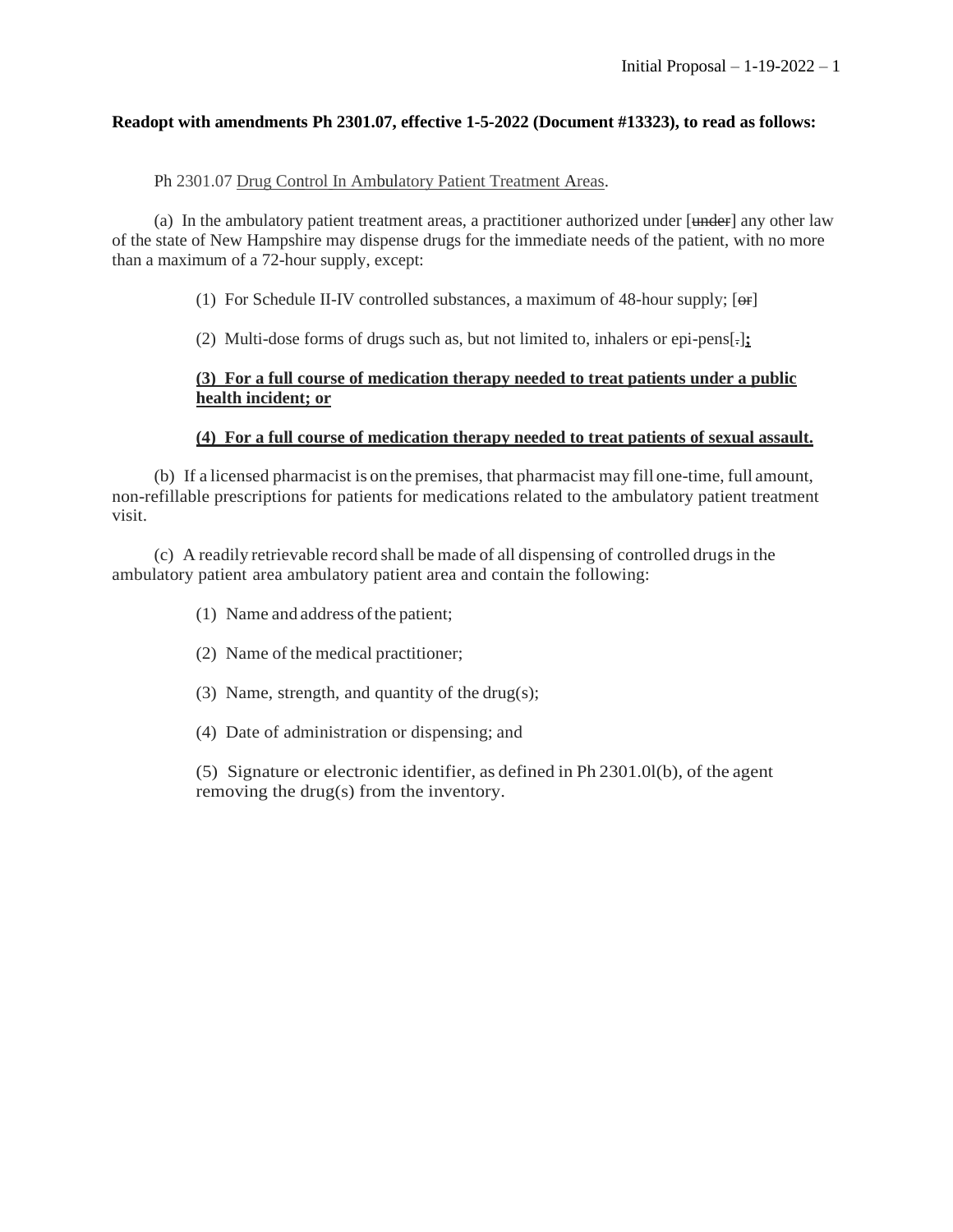**Readopt with amendments Ph 2301.07, effective 1-5-2022 (Document #13323), to read as follows:**

Ph 2301.07 Drug Control In Ambulatory Patient Treatment Areas.

(a) In the ambulatory patient treatment areas, a practitioner authorized under [~~under~~] any other law of the state of New Hampshire may dispense drugs for the immediate needs of the patient, with no more than a maximum of a 72-hour supply, except:

(1) For Schedule II-IV controlled substances, a maximum of 48-hour supply; [~~or~~]

(2) Multi-dose forms of drugs such as, but not limited to, inhalers or epi-pens[~~.~~]**;**

**(3) For a full course of medication therapy needed to treat patients under a public health incident; or**

**(4) For a full course of medication therapy needed to treat patients of sexual assault.**

(b) If a licensed pharmacist is on the premises, that pharmacist may fill one-time, full amount, non-refillable prescriptions for patients for medications related to the ambulatory patient treatment visit.

(c) A readily retrievable record shall be made of all dispensing of controlled drugs in the ambulatory patient area ambulatory patient area and contain the following:

(1) Name and address of the patient;

(2) Name of the medical practitioner;

(3) Name, strength, and quantity of the drug(s);

(4) Date of administration or dispensing; and

(5) Signature or electronic identifier, as defined in Ph 2301.0l(b), of the agent removing the drug(s) from the inventory.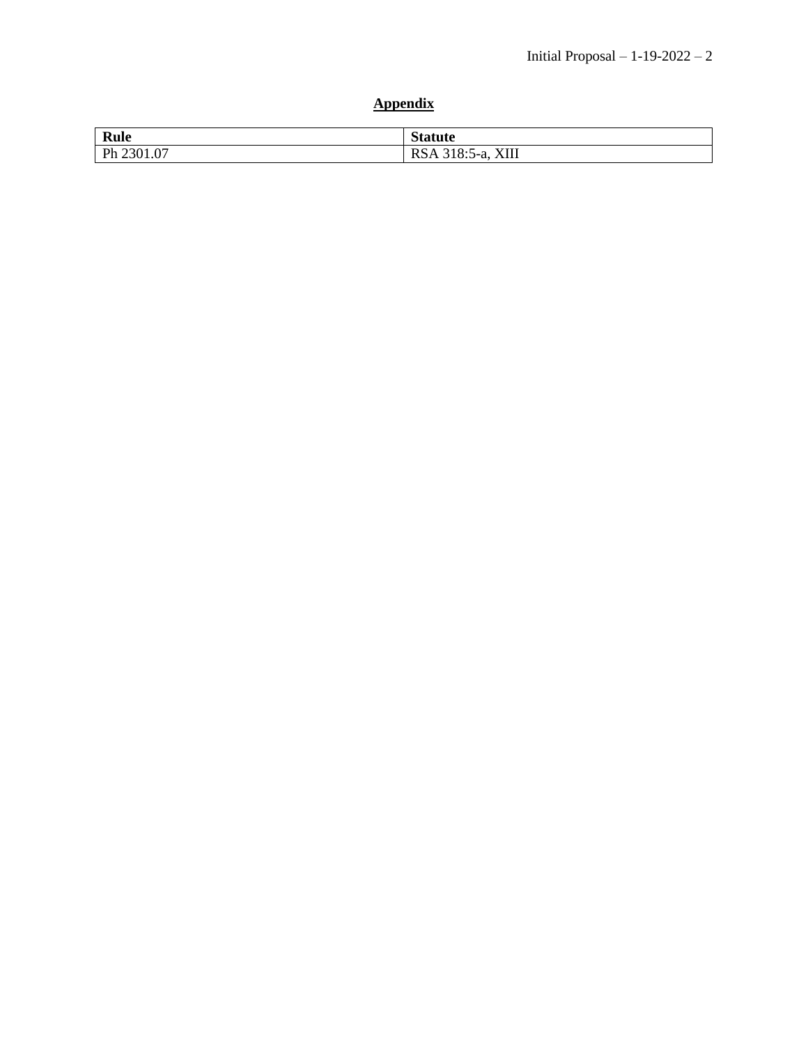## Appendix

| Rule | Statute |
|---|---|
| Ph 2301.07 | RSA 318:5-a, XIII |